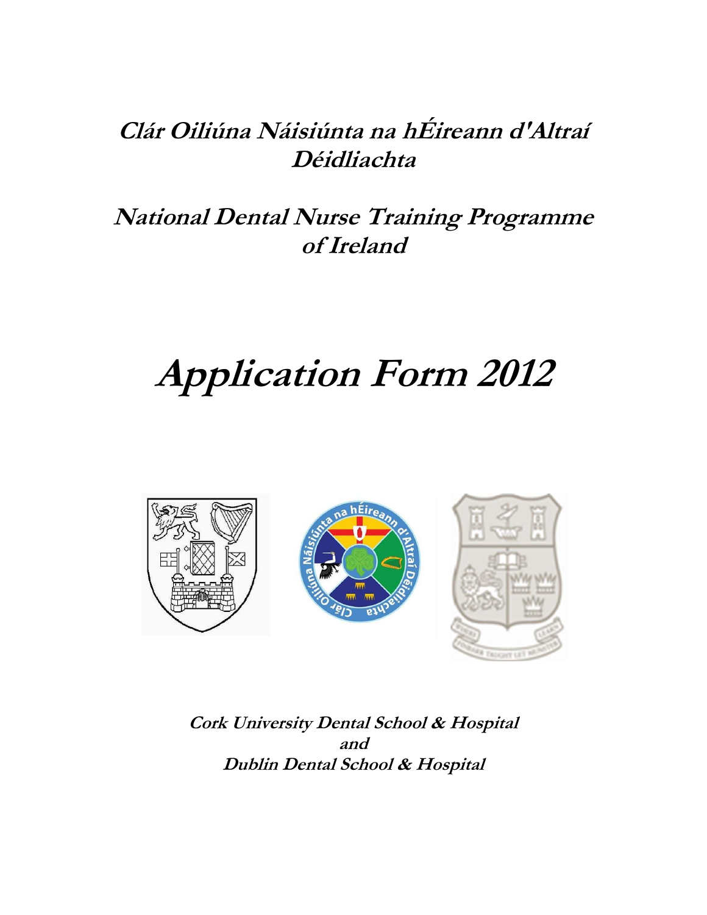# Clár Oiliúna Náisiúnta na hÉireann d'Altraí Déidliachta

# National Dental Nurse Training Programme of Ireland

# Application Form 2012

**Cork University Dental School & Hospital**
**and**
**Dublin Dental School & Hospital**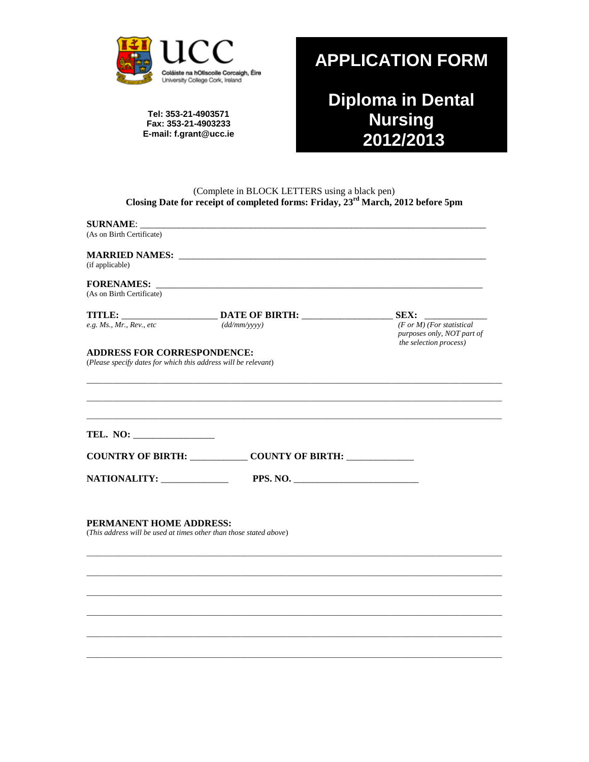UCC

Coláiste na hOllscoile Corcaigh, Éire
University College Cork, Ireland

**Tel: 353-21-4903571**
**Fax: 353-21-4903233**
**E-mail: f.grant@ucc.ie**

# APPLICATION FORM

# Diploma in Dental Nursing 2012/2013

(Complete in BLOCK LETTERS using a black pen)

**Closing Date for receipt of completed forms: Friday, 23rd March, 2012 before 5pm**

**SURNAME**: ___________________________________________________________________________
(As on Birth Certificate)

**MARRIED NAMES:** _________________________________________________________________
(if applicable)

**FORENAMES:** _____________________________________________________________________
(As on Birth Certificate)

**TITLE:** ____________________ **DATE OF BIRTH:** ___________________ **SEX:** _____________
*e.g. Ms., Mr., Rev., etc* *(dd/mm/yyyy)* *(F or M) (For statistical purposes only, NOT part of the selection process)*

**ADDRESS FOR CORRESPONDENCE:**
(*Please specify dates for which this address will be relevant*)

_____________________________________________________________________________________

_____________________________________________________________________________________

_____________________________________________________________________________________

**TEL. NO:** _________________

**COUNTRY OF BIRTH:** ____________ **COUNTY OF BIRTH:** ______________

**NATIONALITY:** ______________ **PPS. NO.** __________________________

**PERMANENT HOME ADDRESS:**
(*This address will be used at times other than those stated above*)

_____________________________________________________________________________________

_____________________________________________________________________________________

_____________________________________________________________________________________

_____________________________________________________________________________________

_____________________________________________________________________________________

_____________________________________________________________________________________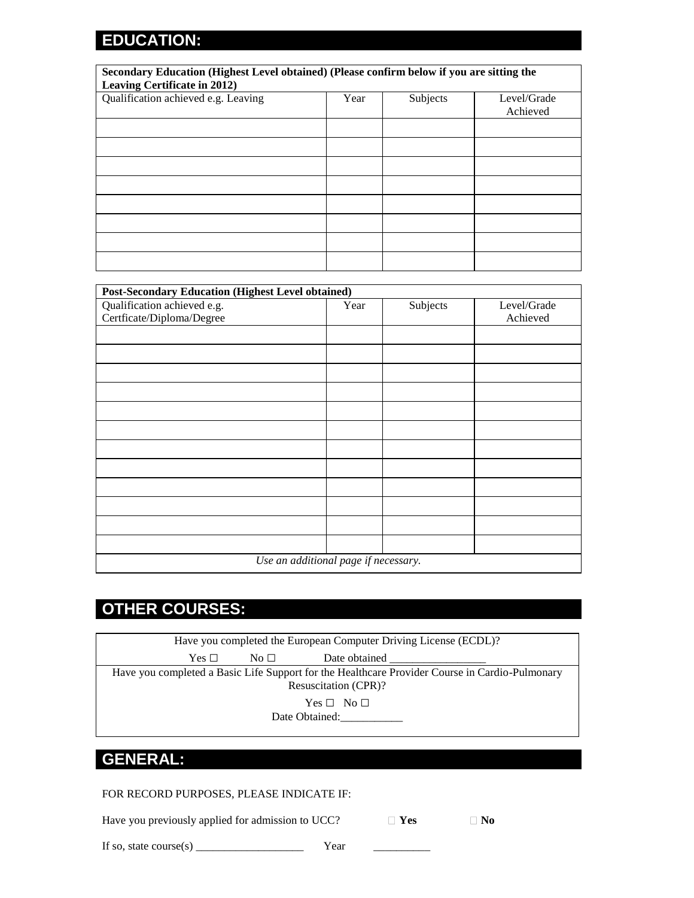## EDUCATION:

| Secondary Education (Highest Level obtained) (Please confirm below if you are sitting the Leaving Certificate in 2012) | | | |
|---|---|---|---|
| Qualification achieved e.g. Leaving | Year | Subjects | Level/Grade Achieved |
| | | | |
| | | | |
| | | | |
| | | | |
| | | | |
| | | | |
| | | | |
| | | | |

| Post-Secondary Education (Highest Level obtained) | | | |
|---|---|---|---|
| Qualification achieved e.g. Certficate/Diploma/Degree | Year | Subjects | Level/Grade Achieved |
| | | | |
| | | | |
| | | | |
| | | | |
| | | | |
| | | | |
| | | | |
| | | | |
| | | | |
| | | | |
| | | | |
| | | | |
| *Use an additional page if necessary.* | | | |

## OTHER COURSES:

Have you completed the European Computer Driving License (ECDL)?

Yes ☐ No ☐ Date obtained _________________

Have you completed a Basic Life Support for the Healthcare Provider Course in Cardio-Pulmonary Resuscitation (CPR)?

Yes ☐ No ☐

Date Obtained:___________

## GENERAL:

FOR RECORD PURPOSES, PLEASE INDICATE IF:

Have you previously applied for admission to UCC? ☐ **Yes** ☐ **No**

If so, state course(s) ___________________ Year __________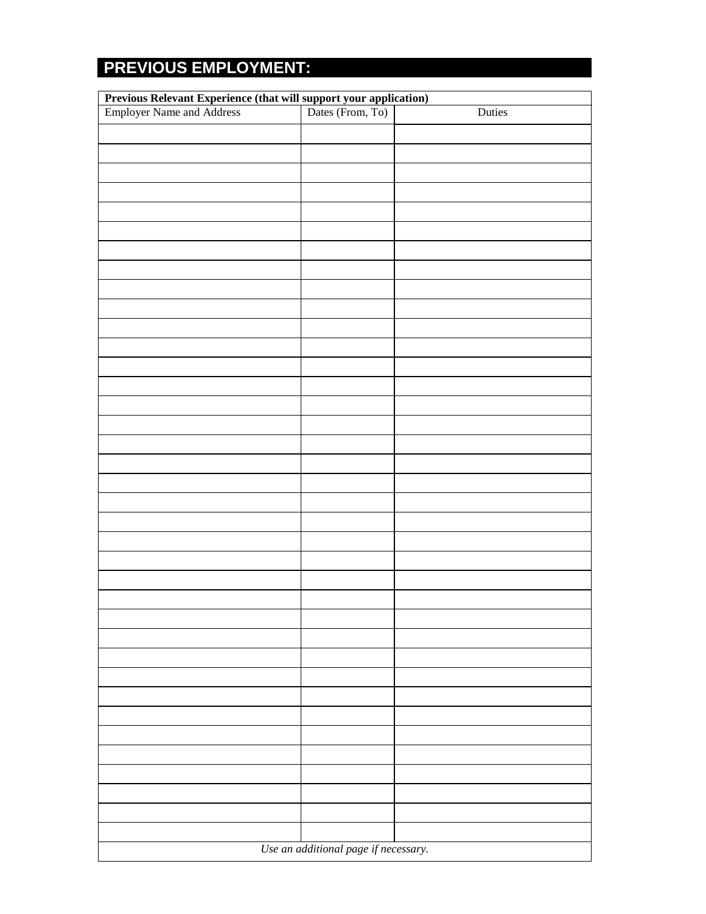## PREVIOUS EMPLOYMENT:

| **Previous Relevant Experience (that will support your application)** | | |
|---|---|---|
| Employer Name and Address | Dates (From, To) | Duties |
| | | |
| | | |
| | | |
| | | |
| | | |
| | | |
| | | |
| | | |
| | | |
| | | |
| | | |
| | | |
| | | |
| | | |
| | | |
| | | |
| | | |
| | | |
| | | |
| | | |
| | | |
| | | |
| | | |
| | | |
| | | |
| | | |
| | | |
| | | |
| | | |
| | | |
| | | |
| | | |
| | | |
| | | |
| | | |
| | | |
| | | |
| *Use an additional page if necessary.* | | |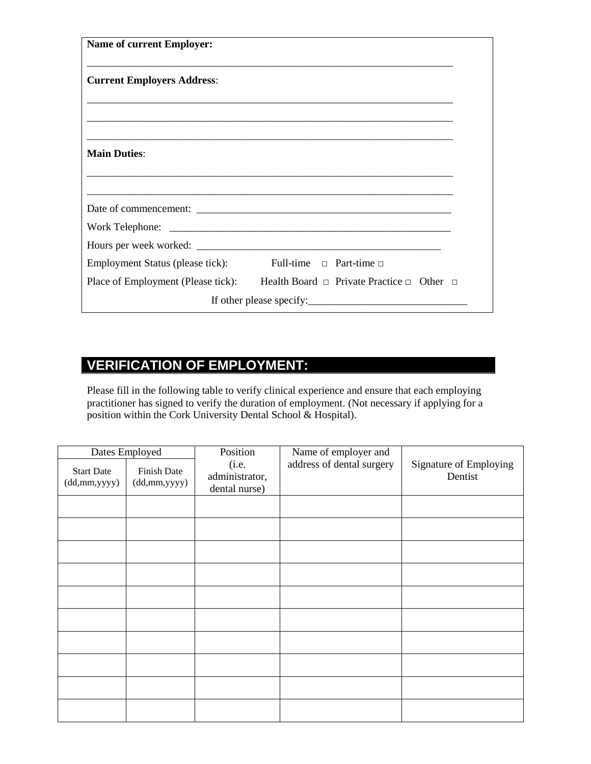**Name of current Employer:**

\_\_\_\_\_\_\_\_\_\_\_\_\_\_\_\_\_\_\_\_\_\_\_\_\_\_\_\_\_\_\_\_\_\_\_\_\_\_\_\_\_\_\_\_\_\_\_\_\_\_\_\_\_\_\_\_\_\_\_\_\_\_\_\_\_\_\_\_\_\_

**Current Employers Address**:

\_\_\_\_\_\_\_\_\_\_\_\_\_\_\_\_\_\_\_\_\_\_\_\_\_\_\_\_\_\_\_\_\_\_\_\_\_\_\_\_\_\_\_\_\_\_\_\_\_\_\_\_\_\_\_\_\_\_\_\_\_\_\_\_\_\_\_\_\_\_

\_\_\_\_\_\_\_\_\_\_\_\_\_\_\_\_\_\_\_\_\_\_\_\_\_\_\_\_\_\_\_\_\_\_\_\_\_\_\_\_\_\_\_\_\_\_\_\_\_\_\_\_\_\_\_\_\_\_\_\_\_\_\_\_\_\_\_\_\_\_

\_\_\_\_\_\_\_\_\_\_\_\_\_\_\_\_\_\_\_\_\_\_\_\_\_\_\_\_\_\_\_\_\_\_\_\_\_\_\_\_\_\_\_\_\_\_\_\_\_\_\_\_\_\_\_\_\_\_\_\_\_\_\_\_\_\_\_\_\_\_

**Main Duties**:

\_\_\_\_\_\_\_\_\_\_\_\_\_\_\_\_\_\_\_\_\_\_\_\_\_\_\_\_\_\_\_\_\_\_\_\_\_\_\_\_\_\_\_\_\_\_\_\_\_\_\_\_\_\_\_\_\_\_\_\_\_\_\_\_\_\_\_\_\_\_

\_\_\_\_\_\_\_\_\_\_\_\_\_\_\_\_\_\_\_\_\_\_\_\_\_\_\_\_\_\_\_\_\_\_\_\_\_\_\_\_\_\_\_\_\_\_\_\_\_\_\_\_\_\_\_\_\_\_\_\_\_\_\_\_\_\_\_\_\_\_

Date of commencement: \_\_\_\_\_\_\_\_\_\_\_\_\_\_\_\_\_\_\_\_\_\_\_\_\_\_\_\_\_\_\_\_\_\_\_\_\_\_\_\_\_\_\_\_\_\_\_\_

Work Telephone: \_\_\_\_\_\_\_\_\_\_\_\_\_\_\_\_\_\_\_\_\_\_\_\_\_\_\_\_\_\_\_\_\_\_\_\_\_\_\_\_\_\_\_\_\_\_\_\_\_\_\_\_\_\_

Hours per week worked: \_\_\_\_\_\_\_\_\_\_\_\_\_\_\_\_\_\_\_\_\_\_\_\_\_\_\_\_\_\_\_\_\_\_\_\_\_\_\_\_\_\_\_\_\_\_

Employment Status (please tick): Full-time □ Part-time □

Place of Employment (Please tick): Health Board □ Private Practice □ Other □

If other please specify:\_\_\_\_\_\_\_\_\_\_\_\_\_\_\_\_\_\_\_\_\_\_\_\_\_\_\_\_\_\_

## VERIFICATION OF EMPLOYMENT:

Please fill in the following table to verify clinical experience and ensure that each employing practitioner has signed to verify the duration of employment. (Not necessary if applying for a position within the Cork University Dental School & Hospital).

| Dates Employed | | Position (i.e. administrator, dental nurse) | Name of employer and address of dental surgery | Signature of Employing Dentist |
|---|---|---|---|---|
| Start Date (dd,mm,yyyy) | Finish Date (dd,mm,yyyy) | | | |
| | | | | |
| | | | | |
| | | | | |
| | | | | |
| | | | | |
| | | | | |
| | | | | |
| | | | | |
| | | | | |
| | | | | |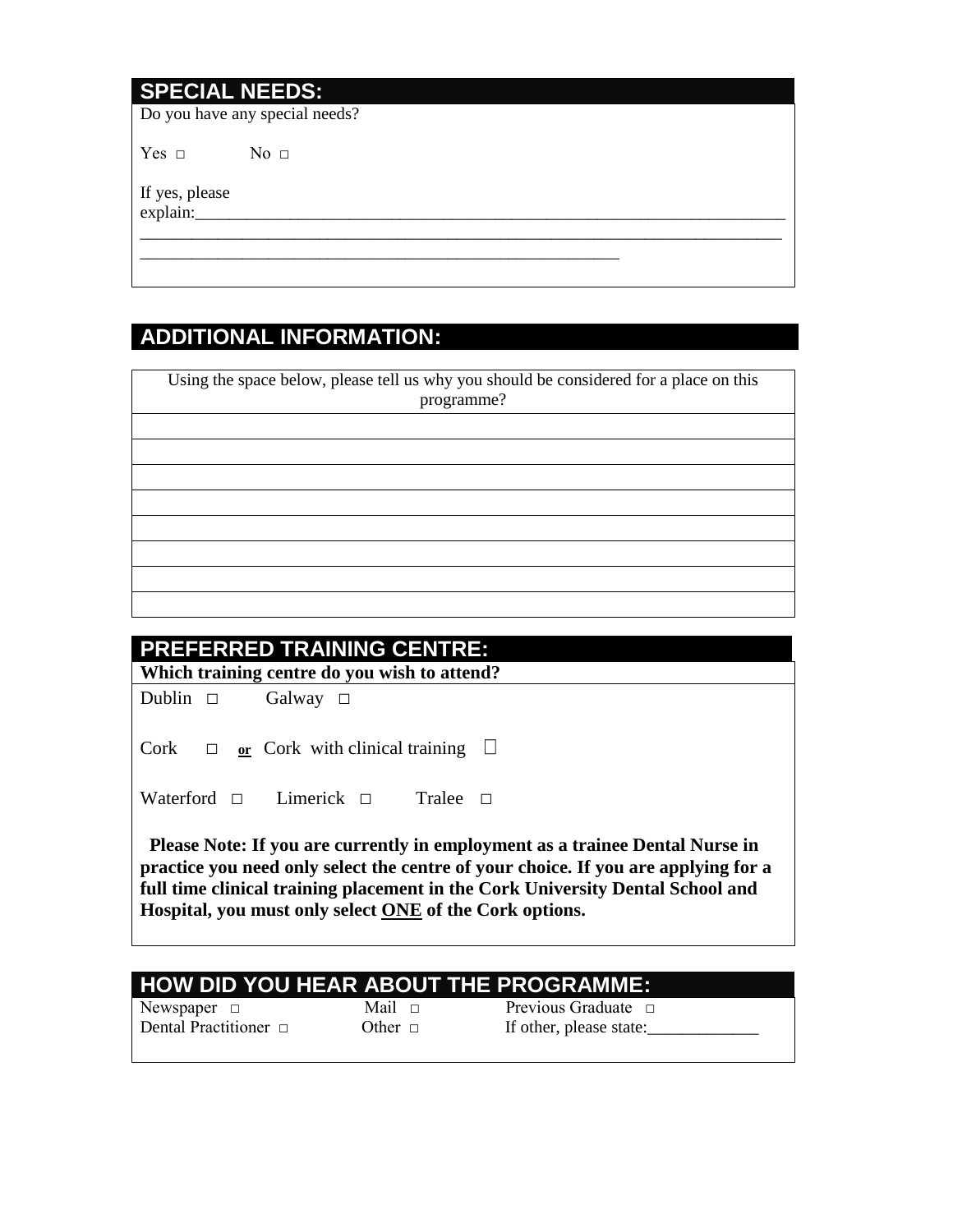## SPECIAL NEEDS:

Do you have any special needs?

Yes □ No □

If yes, please explain:______________________________________________________________________
______________________________________________________________________________
_____________________________________________________

## ADDITIONAL INFORMATION:

| Using the space below, please tell us why you should be considered for a place on this programme? |
|---|
| |
| |
| |
| |
| |
| |
| |
| |

## PREFERRED TRAINING CENTRE:

**Which training centre do you wish to attend?**

Dublin □ Galway □

Cork □ **or** Cork with clinical training □

Waterford □ Limerick □ Tralee □

**Please Note: If you are currently in employment as a trainee Dental Nurse in practice you need only select the centre of your choice. If you are applying for a full time clinical training placement in the Cork University Dental School and Hospital, you must only select ONE of the Cork options.**

## HOW DID YOU HEAR ABOUT THE PROGRAMME:

| | | |
|---|---|---|
| Newspaper □ | Mail □ | Previous Graduate □ |
| Dental Practitioner □ | Other □ | If other, please state:_____________ |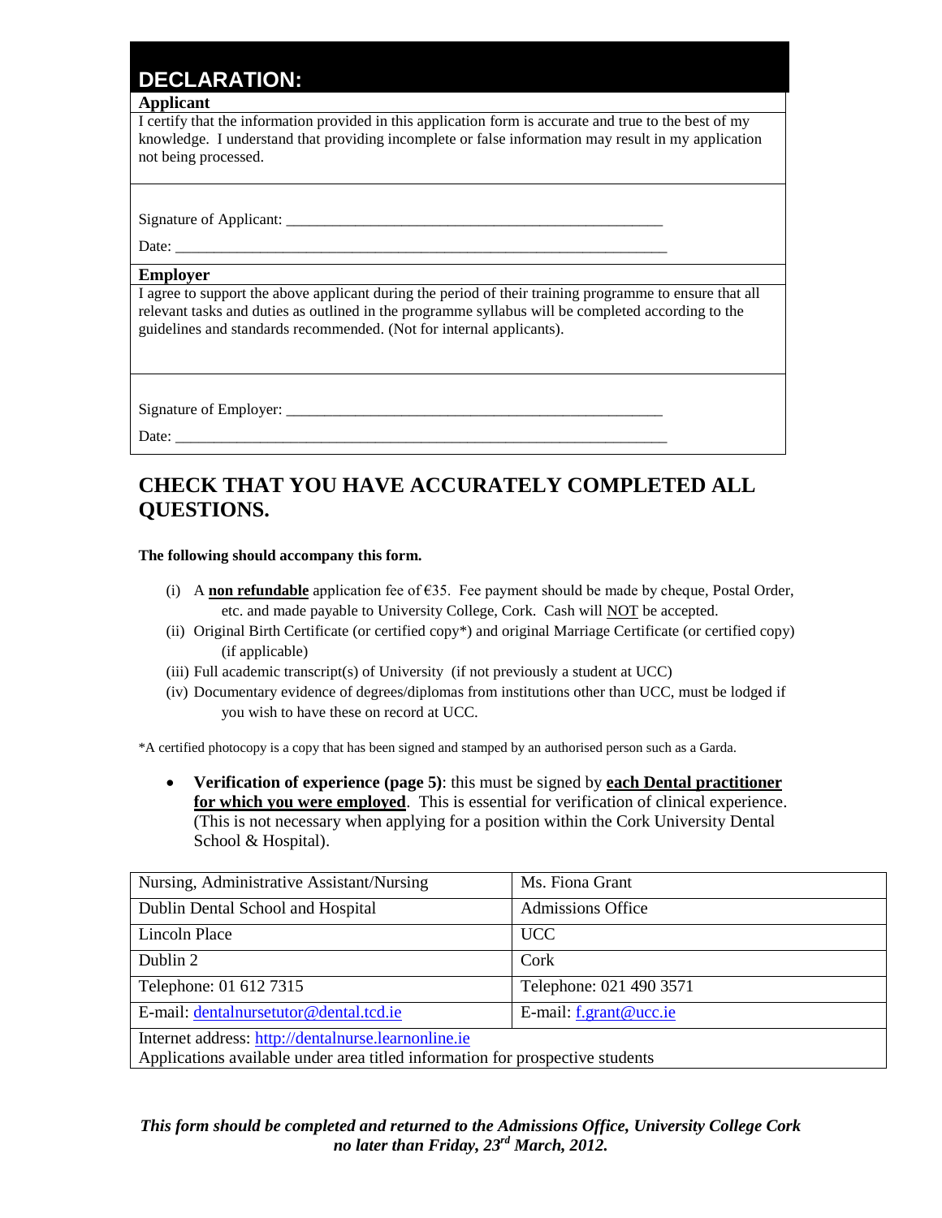## DECLARATION:

**Applicant**

I certify that the information provided in this application form is accurate and true to the best of my knowledge. I understand that providing incomplete or false information may result in my application not being processed.

Signature of Applicant: ___________________________________________________

Date: _______________________________________________________________

**Employer**

I agree to support the above applicant during the period of their training programme to ensure that all relevant tasks and duties as outlined in the programme syllabus will be completed according to the guidelines and standards recommended. (Not for internal applicants).

Signature of Employer: ___________________________________________________

Date: _______________________________________________________________

## CHECK THAT YOU HAVE ACCURATELY COMPLETED ALL QUESTIONS.

**The following should accompany this form.**

(i) A **non refundable** application fee of €35. Fee payment should be made by cheque, Postal Order, etc. and made payable to University College, Cork. Cash will NOT be accepted.

(ii) Original Birth Certificate (or certified copy*) and original Marriage Certificate (or certified copy) (if applicable)

(iii) Full academic transcript(s) of University (if not previously a student at UCC)

(iv) Documentary evidence of degrees/diplomas from institutions other than UCC, must be lodged if you wish to have these on record at UCC.

*A certified photocopy is a copy that has been signed and stamped by an authorised person such as a Garda.

- **Verification of experience (page 5)**: this must be signed by **each Dental practitioner for which you were employed**. This is essential for verification of clinical experience. (This is not necessary when applying for a position within the Cork University Dental School & Hospital).

| | |
|---|---|
| Nursing, Administrative Assistant/Nursing | Ms. Fiona Grant |
| Dublin Dental School and Hospital | Admissions Office |
| Lincoln Place | UCC |
| Dublin 2 | Cork |
| Telephone: 01 612 7315 | Telephone: 021 490 3571 |
| E-mail: dentalnursetutor@dental.tcd.ie | E-mail: f.grant@ucc.ie |
| Internet address: http://dentalnurse.learnonline.ie<br>Applications available under area titled information for prospective students | |

***This form should be completed and returned to the Admissions Office, University College Cork no later than Friday, 23rd March, 2012.***